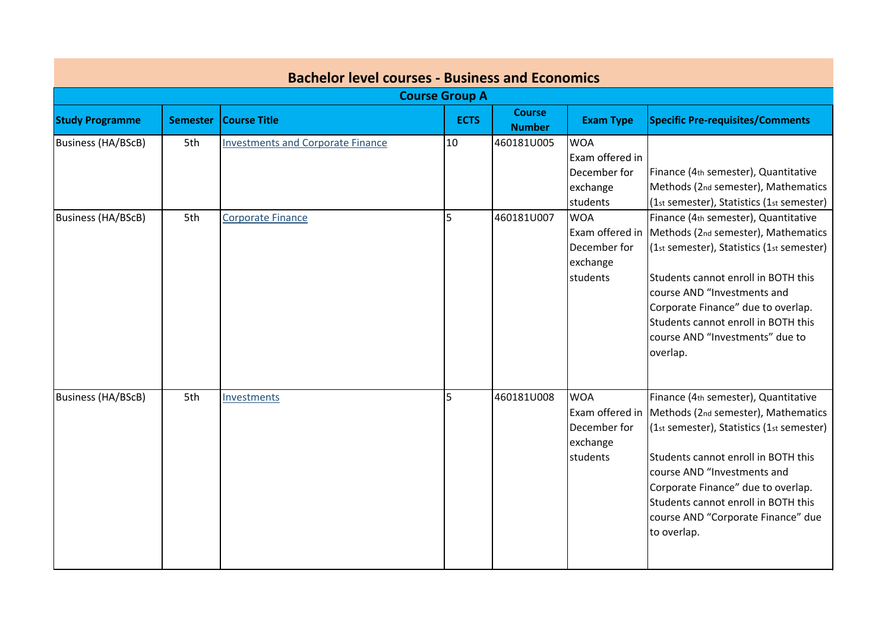# Bachelor level courses - Business and Economics

## Course Group A

| Study Programme | Semester | Course Title | ECTS | Course Number | Exam Type | Specific Pre-requisites/Comments |
|---|---|---|---|---|---|---|
| Business (HA/BScB) | 5th | Investments and Corporate Finance | 10 | 460181U005 | WOA Exam offered in December for exchange students | Finance (4th semester), Quantitative Methods (2nd semester), Mathematics (1st semester), Statistics (1st semester) |
| Business (HA/BScB) | 5th | Corporate Finance | 5 | 460181U007 | WOA Exam offered in December for exchange students | Finance (4th semester), Quantitative Methods (2nd semester), Mathematics (1st semester), Statistics (1st semester)<br><br>Students cannot enroll in BOTH this course AND “Investments and Corporate Finance” due to overlap. Students cannot enroll in BOTH this course AND “Investments” due to overlap. |
| Business (HA/BScB) | 5th | Investments | 5 | 460181U008 | WOA Exam offered in December for exchange students | Finance (4th semester), Quantitative Methods (2nd semester), Mathematics (1st semester), Statistics (1st semester)<br><br>Students cannot enroll in BOTH this course AND “Investments and Corporate Finance” due to overlap. Students cannot enroll in BOTH this course AND “Corporate Finance” due to overlap. |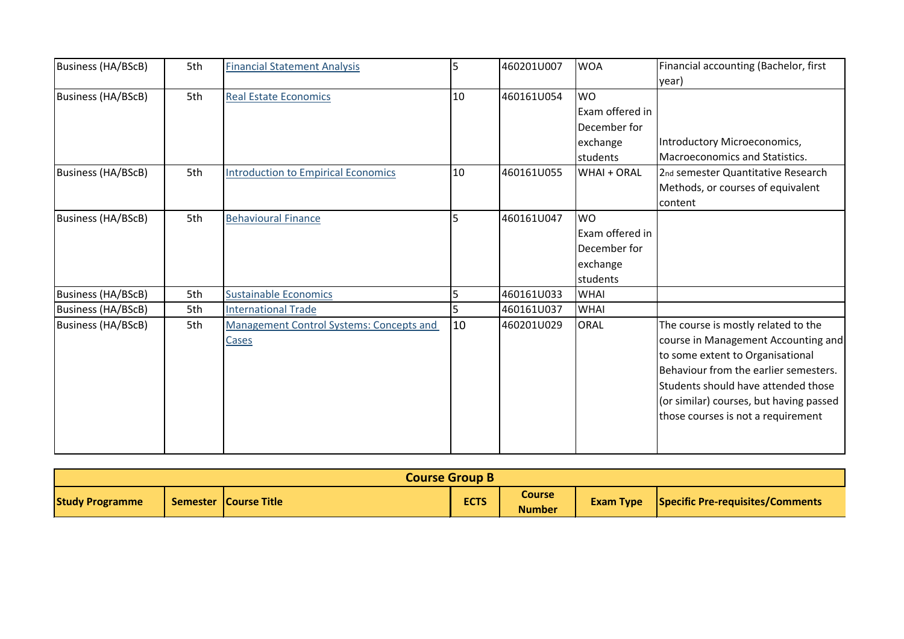| Study Programme | Semester | Course Title | ECTS | Course Number | Exam Type | Specific Pre-requisites/Comments |
|---|---|---|---|---|---|---|
| Business (HA/BScB) | 5th | Financial Statement Analysis | 5 | 460201U007 | WOA | Financial accounting (Bachelor, first year) |
| Business (HA/BScB) | 5th | Real Estate Economics | 10 | 460161U054 | WO Exam offered in December for exchange students | Introductory Microeconomics, Macroeconomics and Statistics. |
| Business (HA/BScB) | 5th | Introduction to Empirical Economics | 10 | 460161U055 | WHAI + ORAL | 2nd semester Quantitative Research Methods, or courses of equivalent content |
| Business (HA/BScB) | 5th | Behavioural Finance | 5 | 460161U047 | WO Exam offered in December for exchange students | |
| Business (HA/BScB) | 5th | Sustainable Economics | 5 | 460161U033 | WHAI | |
| Business (HA/BScB) | 5th | International Trade | 5 | 460161U037 | WHAI | |
| Business (HA/BScB) | 5th | Management Control Systems: Concepts and Cases | 10 | 460201U029 | ORAL | The course is mostly related to the course in Management Accounting and to some extent to Organisational Behaviour from the earlier semesters. Students should have attended those (or similar) courses, but having passed those courses is not a requirement |

| Course Group B | | | | | | |
|---|---|---|---|---|---|---|
| **Study Programme** | **Semester** | **Course Title** | **ECTS** | **Course Number** | **Exam Type** | **Specific Pre-requisites/Comments** |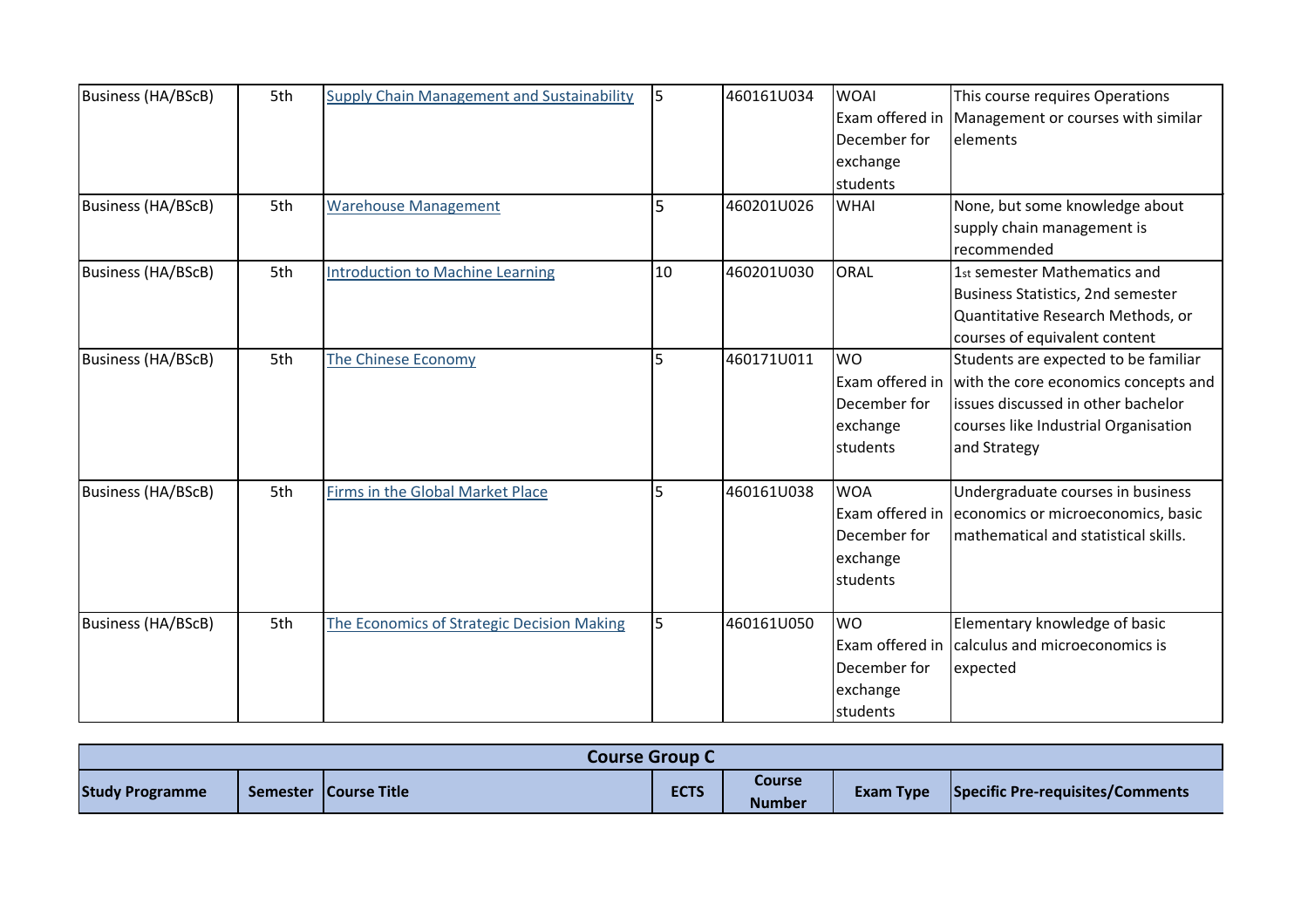| Study Programme | Semester | Course Title | ECTS | Course Number | Exam Type | Specific Pre-requisites/Comments |
|---|---|---|---|---|---|---|
| Business (HA/BScB) | 5th | Supply Chain Management and Sustainability | 5 | 460161U034 | WOAI Exam offered in December for exchange students | This course requires Operations Management or courses with similar elements |
| Business (HA/BScB) | 5th | Warehouse Management | 5 | 460201U026 | WHAI | None, but some knowledge about supply chain management is recommended |
| Business (HA/BScB) | 5th | Introduction to Machine Learning | 10 | 460201U030 | ORAL | 1st semester Mathematics and Business Statistics, 2nd semester Quantitative Research Methods, or courses of equivalent content |
| Business (HA/BScB) | 5th | The Chinese Economy | 5 | 460171U011 | WO Exam offered in December for exchange students | Students are expected to be familiar with the core economics concepts and issues discussed in other bachelor courses like Industrial Organisation and Strategy |
| Business (HA/BScB) | 5th | Firms in the Global Market Place | 5 | 460161U038 | WOA Exam offered in December for exchange students | Undergraduate courses in business economics or microeconomics, basic mathematical and statistical skills. |
| Business (HA/BScB) | 5th | The Economics of Strategic Decision Making | 5 | 460161U050 | WO Exam offered in December for exchange students | Elementary knowledge of basic calculus and microeconomics is expected |

| Course Group C | | | | | | |
|---|---|---|---|---|---|---|
| **Study Programme** | **Semester** | **Course Title** | **ECTS** | **Course Number** | **Exam Type** | **Specific Pre-requisites/Comments** |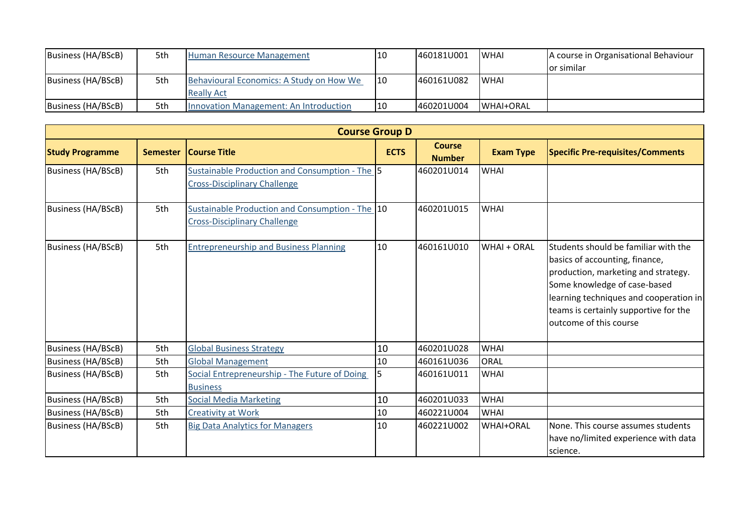| Business (HA/BScB) | 5th | Human Resource Management | 10 | 460181U001 | WHAI | A course in Organisational Behaviour or similar |
|---|---|---|---|---|---|---|
| Business (HA/BScB) | 5th | Behavioural Economics: A Study on How We Really Act | 10 | 460161U082 | WHAI | |
| Business (HA/BScB) | 5th | Innovation Management: An Introduction | 10 | 460201U004 | WHAI+ORAL | |

| Course Group D | | | | | | |
|---|---|---|---|---|---|---|
| **Study Programme** | **Semester** | **Course Title** | **ECTS** | **Course Number** | **Exam Type** | **Specific Pre-requisites/Comments** |
| Business (HA/BScB) | 5th | Sustainable Production and Consumption - The Cross-Disciplinary Challenge | 5 | 460201U014 | WHAI | |
| Business (HA/BScB) | 5th | Sustainable Production and Consumption - The Cross-Disciplinary Challenge | 10 | 460201U015 | WHAI | |
| Business (HA/BScB) | 5th | Entrepreneurship and Business Planning | 10 | 460161U010 | WHAI + ORAL | Students should be familiar with the basics of accounting, finance, production, marketing and strategy. Some knowledge of case-based learning techniques and cooperation in teams is certainly supportive for the outcome of this course |
| Business (HA/BScB) | 5th | Global Business Strategy | 10 | 460201U028 | WHAI | |
| Business (HA/BScB) | 5th | Global Management | 10 | 460161U036 | ORAL | |
| Business (HA/BScB) | 5th | Social Entrepreneurship - The Future of Doing Business | 5 | 460161U011 | WHAI | |
| Business (HA/BScB) | 5th | Social Media Marketing | 10 | 460201U033 | WHAI | |
| Business (HA/BScB) | 5th | Creativity at Work | 10 | 460221U004 | WHAI | |
| Business (HA/BScB) | 5th | Big Data Analytics for Managers | 10 | 460221U002 | WHAI+ORAL | None. This course assumes students have no/limited experience with data science. |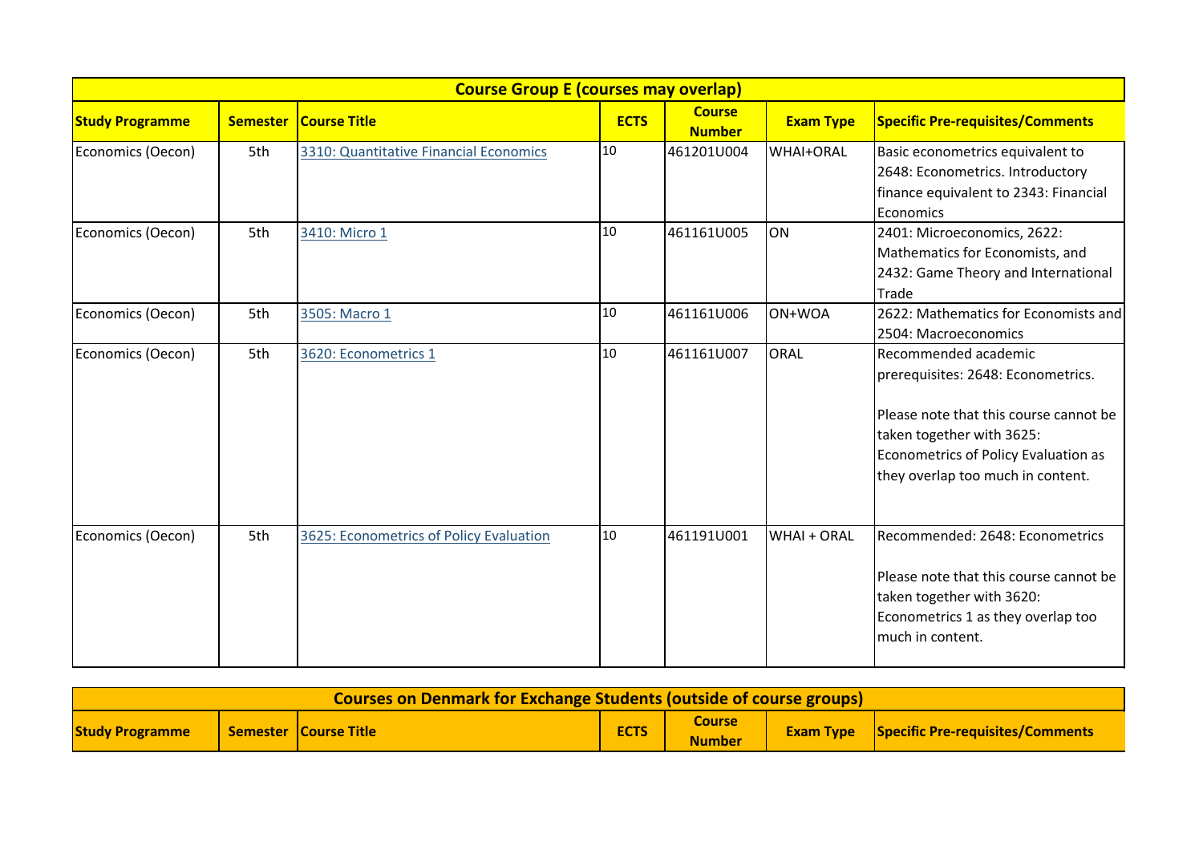| Course Group E (courses may overlap) | | | | | | |
|---|---|---|---|---|---|---|
| **Study Programme** | **Semester** | **Course Title** | **ECTS** | **Course Number** | **Exam Type** | **Specific Pre-requisites/Comments** |
| Economics (Oecon) | 5th | 3310: Quantitative Financial Economics | 10 | 461201U004 | WHAI+ORAL | Basic econometrics equivalent to 2648: Econometrics. Introductory finance equivalent to 2343: Financial Economics |
| Economics (Oecon) | 5th | 3410: Micro 1 | 10 | 461161U005 | ON | 2401: Microeconomics, 2622: Mathematics for Economists, and 2432: Game Theory and International Trade |
| Economics (Oecon) | 5th | 3505: Macro 1 | 10 | 461161U006 | ON+WOA | 2622: Mathematics for Economists and 2504: Macroeconomics |
| Economics (Oecon) | 5th | 3620: Econometrics 1 | 10 | 461161U007 | ORAL | Recommended academic prerequisites: 2648: Econometrics.<br><br>Please note that this course cannot be taken together with 3625: Econometrics of Policy Evaluation as they overlap too much in content. |
| Economics (Oecon) | 5th | 3625: Econometrics of Policy Evaluation | 10 | 461191U001 | WHAI + ORAL | Recommended: 2648: Econometrics<br><br>Please note that this course cannot be taken together with 3620: Econometrics 1 as they overlap too much in content. |

| Courses on Denmark for Exchange Students (outside of course groups) | | | | | | |
|---|---|---|---|---|---|---|
| **Study Programme** | **Semester** | **Course Title** | **ECTS** | **Course Number** | **Exam Type** | **Specific Pre-requisites/Comments** |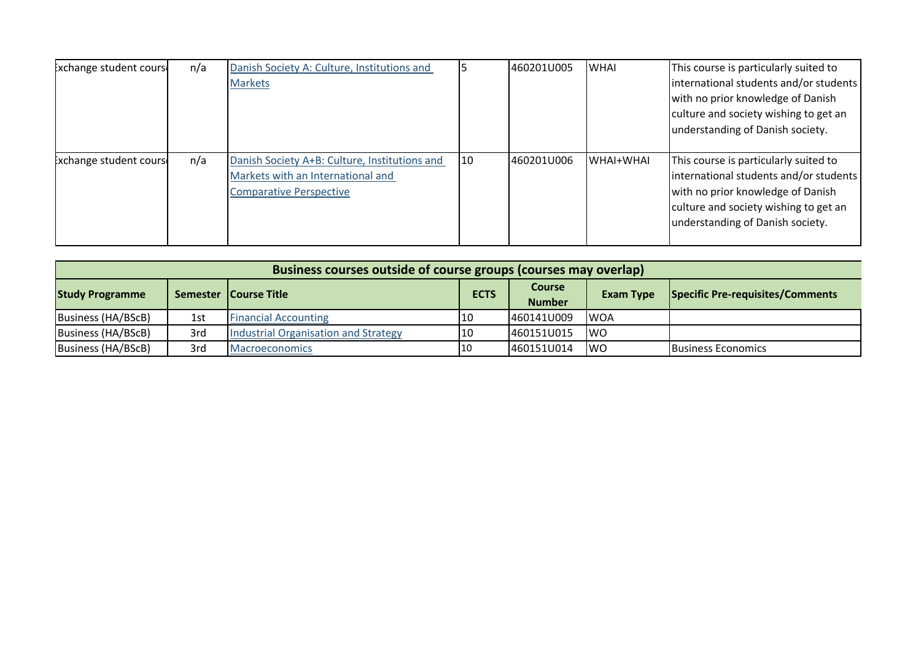| | | | | | | |
|---|---|---|---|---|---|---|
| Exchange student course | n/a | Danish Society A: Culture, Institutions and Markets | 5 | 460201U005 | WHAI | This course is particularly suited to international students and/or students with no prior knowledge of Danish culture and society wishing to get an understanding of Danish society. |
| Exchange student course | n/a | Danish Society A+B: Culture, Institutions and Markets with an International and Comparative Perspective | 10 | 460201U006 | WHAI+WHAI | This course is particularly suited to international students and/or students with no prior knowledge of Danish culture and society wishing to get an understanding of Danish society. |

| Business courses outside of course groups (courses may overlap) | | | | | | |
|---|---|---|---|---|---|---|
| **Study Programme** | **Semester** | **Course Title** | **ECTS** | **Course Number** | **Exam Type** | **Specific Pre-requisites/Comments** |
| Business (HA/BScB) | 1st | Financial Accounting | 10 | 460141U009 | WOA | |
| Business (HA/BScB) | 3rd | Industrial Organisation and Strategy | 10 | 460151U015 | WO | |
| Business (HA/BScB) | 3rd | Macroeconomics | 10 | 460151U014 | WO | Business Economics |